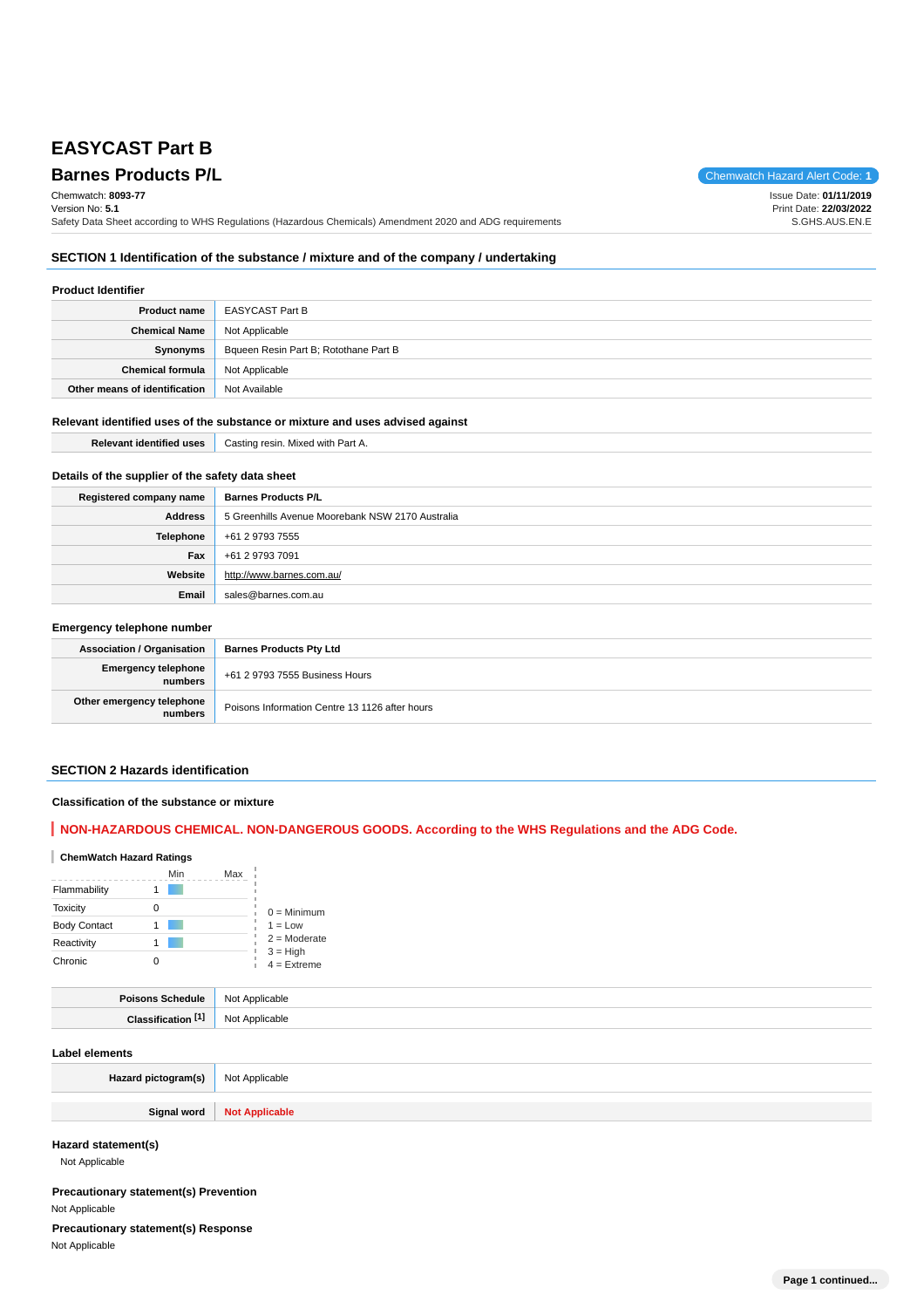# EASYCAST Part B

## Barnes Products P/L

Chemwatch Hazard Alert Code: **1**

Chemwatch: **8093-77**
Version No: **5.1**
Safety Data Sheet according to WHS Regulations (Hazardous Chemicals) Amendment 2020 and ADG requirements

Issue Date: **01/11/2019**
Print Date: **22/03/2022**
S.GHS.AUS.EN.E

## SECTION 1 Identification of the substance / mixture and of the company / undertaking

### Product Identifier

| | |
|---|---|
| **Product name** | EASYCAST Part B |
| **Chemical Name** | Not Applicable |
| **Synonyms** | Bqueen Resin Part B; Rotothane Part B |
| **Chemical formula** | Not Applicable |
| **Other means of identification** | Not Available |

### Relevant identified uses of the substance or mixture and uses advised against

| | |
|---|---|
| **Relevant identified uses** | Casting resin. Mixed with Part A. |

### Details of the supplier of the safety data sheet

| | |
|---|---|
| **Registered company name** | **Barnes Products P/L** |
| **Address** | 5 Greenhills Avenue Moorebank NSW 2170 Australia |
| **Telephone** | +61 2 9793 7555 |
| **Fax** | +61 2 9793 7091 |
| **Website** | http://www.barnes.com.au/ |
| **Email** | sales@barnes.com.au |

### Emergency telephone number

| | |
|---|---|
| **Association / Organisation** | **Barnes Products Pty Ltd** |
| **Emergency telephone numbers** | +61 2 9793 7555 Business Hours |
| **Other emergency telephone numbers** | Poisons Information Centre 13 1126 after hours |

## SECTION 2 Hazards identification

### Classification of the substance or mixture

**NON-HAZARDOUS CHEMICAL. NON-DANGEROUS GOODS. According to the WHS Regulations and the ADG Code.**

**ChemWatch Hazard Ratings**

| | Min | Max |
|---|---|---|
| Flammability | 1 | |
| Toxicity | 0 | |
| Body Contact | 1 | |
| Reactivity | 1 | |
| Chronic | 0 | |

0 = Minimum
1 = Low
2 = Moderate
3 = High
4 = Extreme

| | |
|---|---|
| **Poisons Schedule** | Not Applicable |
| **Classification** [1] | Not Applicable |

### Label elements

| | |
|---|---|
| **Hazard pictogram(s)** | Not Applicable |
| **Signal word** | **Not Applicable** |

### Hazard statement(s)

Not Applicable

### Precautionary statement(s) Prevention

Not Applicable

### Precautionary statement(s) Response

Not Applicable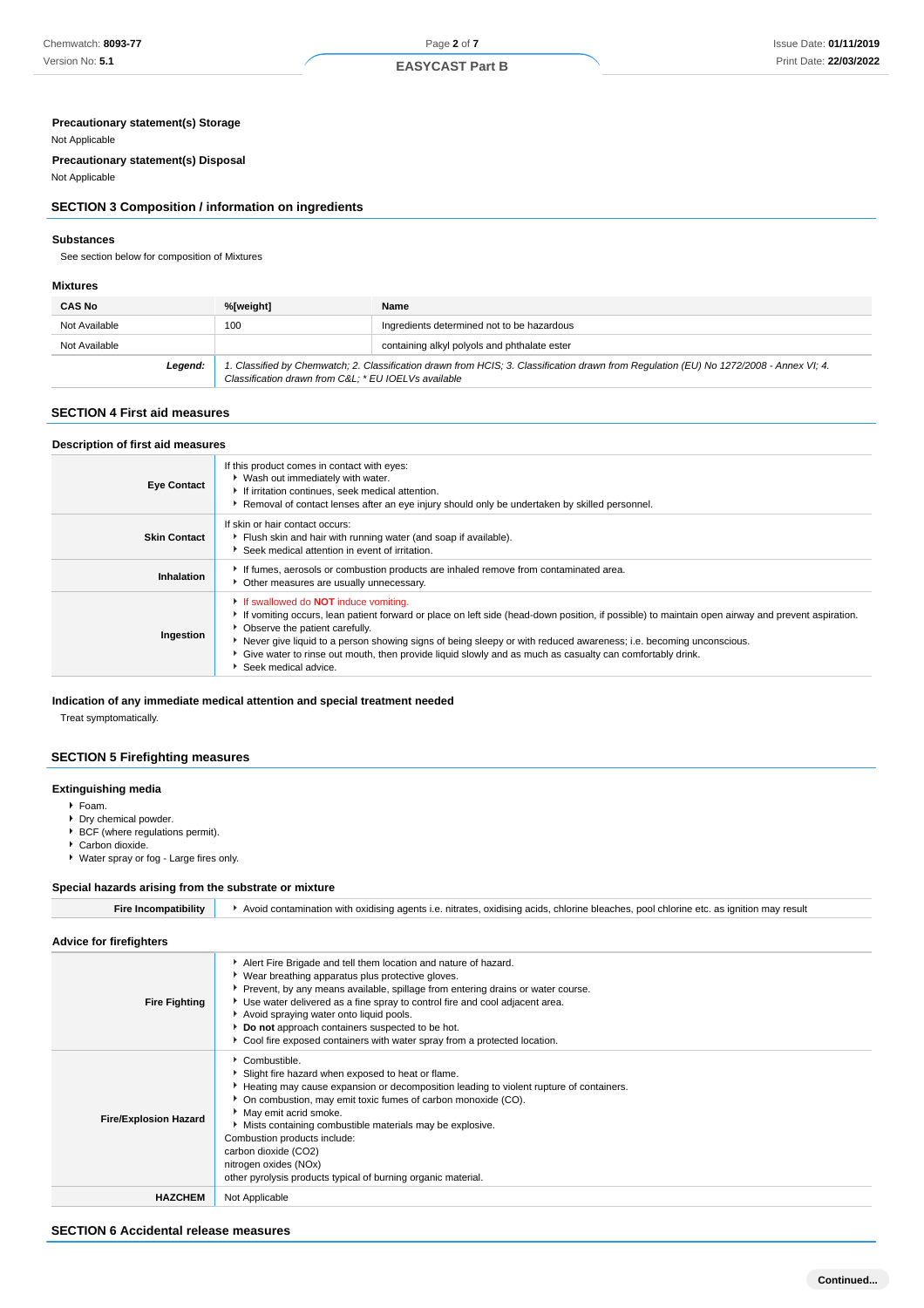### Precautionary statement(s) Storage

Not Applicable

### Precautionary statement(s) Disposal

Not Applicable

## SECTION 3 Composition / information on ingredients

### Substances

See section below for composition of Mixtures

### Mixtures

| CAS No | %[weight] | Name |
|---|---|---|
| Not Available | 100 | Ingredients determined not to be hazardous |
| Not Available | | containing alkyl polyols and phthalate ester |
| ***Legend:*** | *1. Classified by Chemwatch; 2. Classification drawn from HCIS; 3. Classification drawn from Regulation (EU) No 1272/2008 - Annex VI; 4. Classification drawn from C&L; * EU IOELVs available* | |

## SECTION 4 First aid measures

### Description of first aid measures

| | |
|---|---|
| **Eye Contact** | If this product comes in contact with eyes:<br>▸ Wash out immediately with water.<br>▸ If irritation continues, seek medical attention.<br>▸ Removal of contact lenses after an eye injury should only be undertaken by skilled personnel. |
| **Skin Contact** | If skin or hair contact occurs:<br>▸ Flush skin and hair with running water (and soap if available).<br>▸ Seek medical attention in event of irritation. |
| **Inhalation** | ▸ If fumes, aerosols or combustion products are inhaled remove from contaminated area.<br>▸ Other measures are usually unnecessary. |
| **Ingestion** | ▸ If swallowed do **NOT** induce vomiting.<br>▸ If vomiting occurs, lean patient forward or place on left side (head-down position, if possible) to maintain open airway and prevent aspiration.<br>▸ Observe the patient carefully.<br>▸ Never give liquid to a person showing signs of being sleepy or with reduced awareness; i.e. becoming unconscious.<br>▸ Give water to rinse out mouth, then provide liquid slowly and as much as casualty can comfortably drink.<br>▸ Seek medical advice. |

### Indication of any immediate medical attention and special treatment needed

Treat symptomatically.

## SECTION 5 Firefighting measures

### Extinguishing media

- Foam.
- Dry chemical powder.
- BCF (where regulations permit).
- Carbon dioxide.
- Water spray or fog - Large fires only.

### Special hazards arising from the substrate or mixture

| | |
|---|---|
| **Fire Incompatibility** | ▸ Avoid contamination with oxidising agents i.e. nitrates, oxidising acids, chlorine bleaches, pool chlorine etc. as ignition may result |

### Advice for firefighters

| | |
|---|---|
| **Fire Fighting** | ▸ Alert Fire Brigade and tell them location and nature of hazard.<br>▸ Wear breathing apparatus plus protective gloves.<br>▸ Prevent, by any means available, spillage from entering drains or water course.<br>▸ Use water delivered as a fine spray to control fire and cool adjacent area.<br>▸ Avoid spraying water onto liquid pools.<br>▸ **Do not** approach containers suspected to be hot.<br>▸ Cool fire exposed containers with water spray from a protected location. |
| **Fire/Explosion Hazard** | ▸ Combustible.<br>▸ Slight fire hazard when exposed to heat or flame.<br>▸ Heating may cause expansion or decomposition leading to violent rupture of containers.<br>▸ On combustion, may emit toxic fumes of carbon monoxide (CO).<br>▸ May emit acrid smoke.<br>▸ Mists containing combustible materials may be explosive.<br>Combustion products include:<br>carbon dioxide ($CO_2$)<br>nitrogen oxides ($NO_x$)<br>other pyrolysis products typical of burning organic material. |
| **HAZCHEM** | Not Applicable |

## SECTION 6 Accidental release measures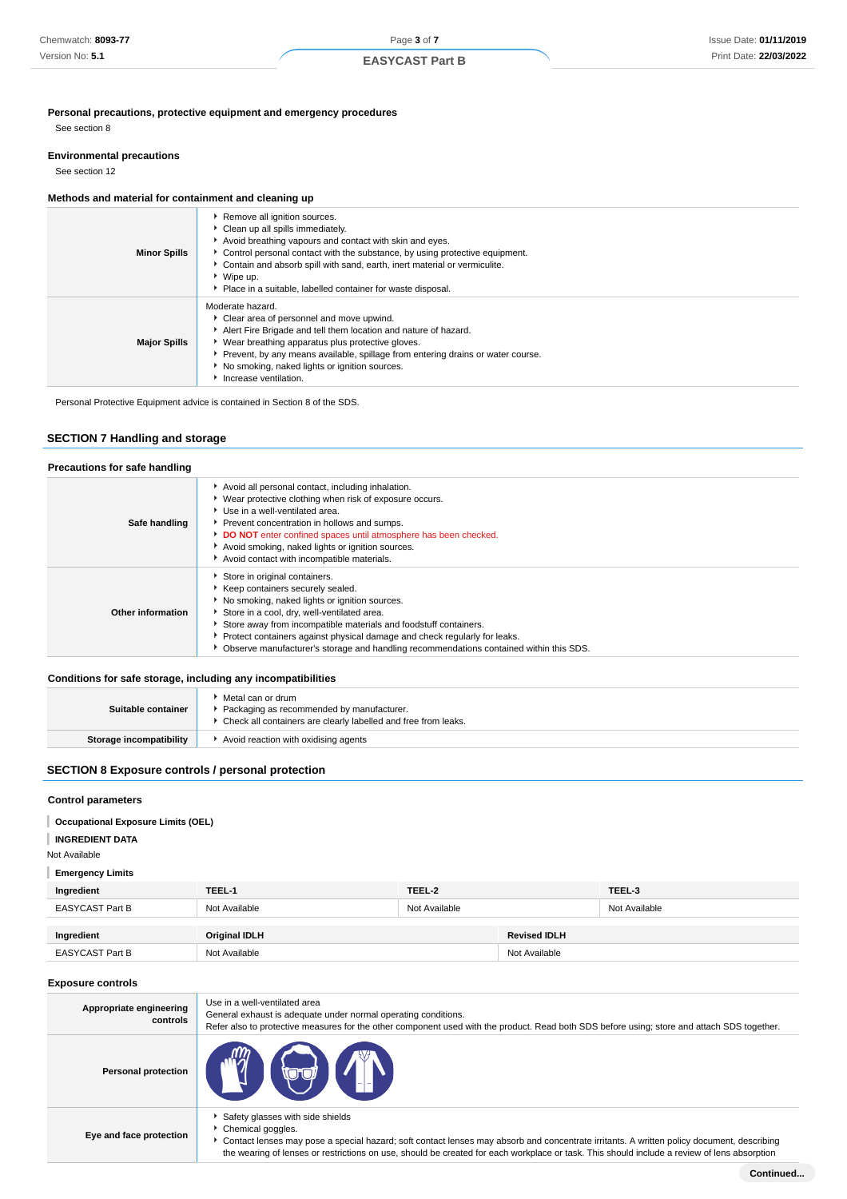### Personal precautions, protective equipment and emergency procedures

See section 8

### Environmental precautions

See section 12

### Methods and material for containment and cleaning up

| | |
|---|---|
| **Minor Spills** | - Remove all ignition sources.<br>- Clean up all spills immediately.<br>- Avoid breathing vapours and contact with skin and eyes.<br>- Control personal contact with the substance, by using protective equipment.<br>- Contain and absorb spill with sand, earth, inert material or vermiculite.<br>- Wipe up.<br>- Place in a suitable, labelled container for waste disposal. |
| **Major Spills** | Moderate hazard.<br>- Clear area of personnel and move upwind.<br>- Alert Fire Brigade and tell them location and nature of hazard.<br>- Wear breathing apparatus plus protective gloves.<br>- Prevent, by any means available, spillage from entering drains or water course.<br>- No smoking, naked lights or ignition sources.<br>- Increase ventilation. |

Personal Protective Equipment advice is contained in Section 8 of the SDS.

## SECTION 7 Handling and storage

### Precautions for safe handling

| | |
|---|---|
| **Safe handling** | - Avoid all personal contact, including inhalation.<br>- Wear protective clothing when risk of exposure occurs.<br>- Use in a well-ventilated area.<br>- Prevent concentration in hollows and sumps.<br>- **DO NOT** enter confined spaces until atmosphere has been checked.<br>- Avoid smoking, naked lights or ignition sources.<br>- Avoid contact with incompatible materials. |
| **Other information** | - Store in original containers.<br>- Keep containers securely sealed.<br>- No smoking, naked lights or ignition sources.<br>- Store in a cool, dry, well-ventilated area.<br>- Store away from incompatible materials and foodstuff containers.<br>- Protect containers against physical damage and check regularly for leaks.<br>- Observe manufacturer's storage and handling recommendations contained within this SDS. |

### Conditions for safe storage, including any incompatibilities

| | |
|---|---|
| **Suitable container** | - Metal can or drum<br>- Packaging as recommended by manufacturer.<br>- Check all containers are clearly labelled and free from leaks. |
| **Storage incompatibility** | - Avoid reaction with oxidising agents |

## SECTION 8 Exposure controls / personal protection

### Control parameters

**Occupational Exposure Limits (OEL)**

**INGREDIENT DATA**

Not Available

**Emergency Limits**

| Ingredient | TEEL-1 | TEEL-2 | TEEL-3 |
|---|---|---|---|
| EASYCAST Part B | Not Available | Not Available | Not Available |

| Ingredient | Original IDLH | Revised IDLH |
|---|---|---|
| EASYCAST Part B | Not Available | Not Available |

### Exposure controls

| | |
|---|---|
| **Appropriate engineering controls** | Use in a well-ventilated area<br>General exhaust is adequate under normal operating conditions.<br>Refer also to protective measures for the other component used with the product. Read both SDS before using; store and attach SDS together. |
| **Personal protection** | |
| **Eye and face protection** | - Safety glasses with side shields<br>- Chemical goggles.<br>- Contact lenses may pose a special hazard; soft contact lenses may absorb and concentrate irritants. A written policy document, describing the wearing of lenses or restrictions on use, should be created for each workplace or task. This should include a review of lens absorption |

**Continued...**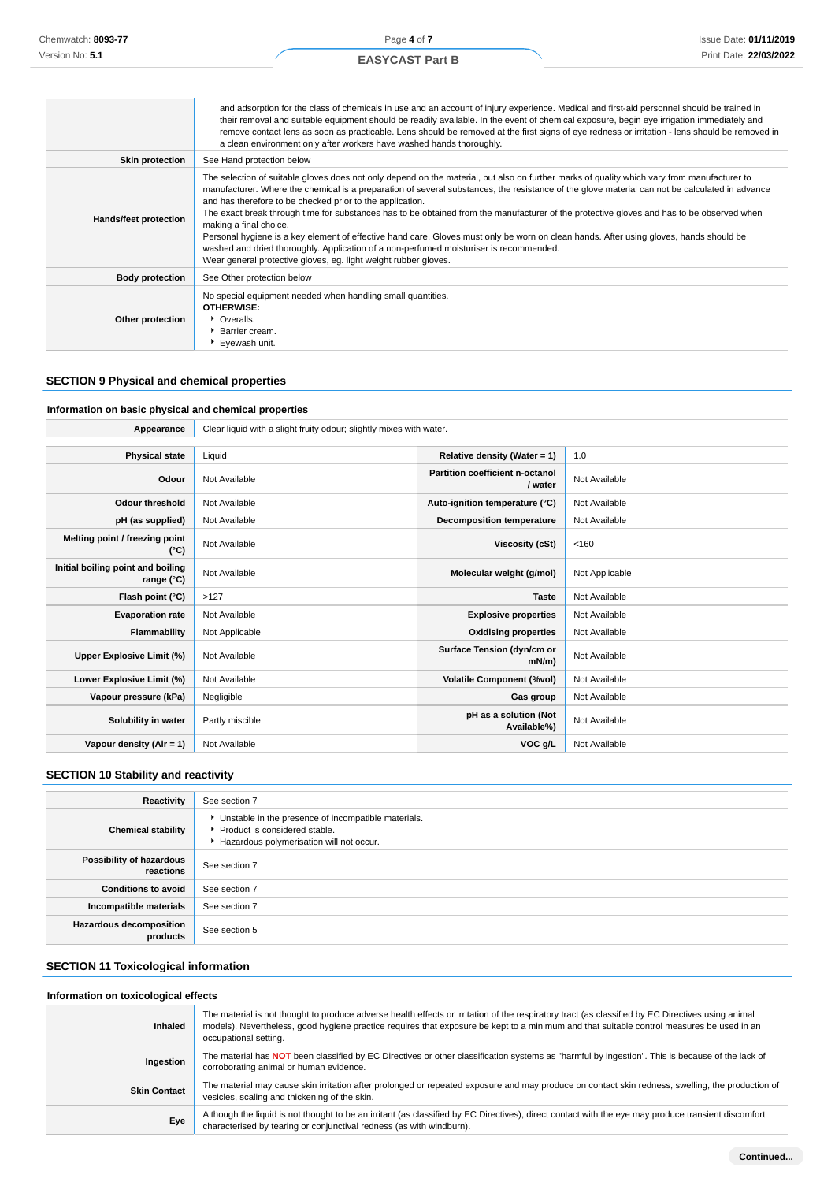| | |
|---|---|
| | and adsorption for the class of chemicals in use and an account of injury experience. Medical and first-aid personnel should be trained in their removal and suitable equipment should be readily available. In the event of chemical exposure, begin eye irrigation immediately and remove contact lens as soon as practicable. Lens should be removed at the first signs of eye redness or irritation - lens should be removed in a clean environment only after workers have washed hands thoroughly. |
| **Skin protection** | See Hand protection below |
| **Hands/feet protection** | The selection of suitable gloves does not only depend on the material, but also on further marks of quality which vary from manufacturer to manufacturer. Where the chemical is a preparation of several substances, the resistance of the glove material can not be calculated in advance and has therefore to be checked prior to the application.<br>The exact break through time for substances has to be obtained from the manufacturer of the protective gloves and has to be observed when making a final choice.<br>Personal hygiene is a key element of effective hand care. Gloves must only be worn on clean hands. After using gloves, hands should be washed and dried thoroughly. Application of a non-perfumed moisturiser is recommended.<br>Wear general protective gloves, eg. light weight rubber gloves. |
| **Body protection** | See Other protection below |
| **Other protection** | No special equipment needed when handling small quantities.<br>**OTHERWISE:**<br>‣ Overalls.<br>‣ Barrier cream.<br>‣ Eyewash unit. |

## SECTION 9 Physical and chemical properties

### Information on basic physical and chemical properties

| | | | |
|---|---|---|---|
| **Appearance** | Clear liquid with a slight fruity odour; slightly mixes with water. | | |
| **Physical state** | Liquid | **Relative density (Water = 1)** | 1.0 |
| **Odour** | Not Available | **Partition coefficient n-octanol / water** | Not Available |
| **Odour threshold** | Not Available | **Auto-ignition temperature (°C)** | Not Available |
| **pH (as supplied)** | Not Available | **Decomposition temperature** | Not Available |
| **Melting point / freezing point (°C)** | Not Available | **Viscosity (cSt)** | <160 |
| **Initial boiling point and boiling range (°C)** | Not Available | **Molecular weight (g/mol)** | Not Applicable |
| **Flash point (°C)** | >127 | **Taste** | Not Available |
| **Evaporation rate** | Not Available | **Explosive properties** | Not Available |
| **Flammability** | Not Applicable | **Oxidising properties** | Not Available |
| **Upper Explosive Limit (%)** | Not Available | **Surface Tension (dyn/cm or mN/m)** | Not Available |
| **Lower Explosive Limit (%)** | Not Available | **Volatile Component (%vol)** | Not Available |
| **Vapour pressure (kPa)** | Negligible | **Gas group** | Not Available |
| **Solubility in water** | Partly miscible | **pH as a solution (Not Available%)** | Not Available |
| **Vapour density (Air = 1)** | Not Available | **VOC g/L** | Not Available |

## SECTION 10 Stability and reactivity

| | |
|---|---|
| **Reactivity** | See section 7 |
| **Chemical stability** | ‣ Unstable in the presence of incompatible materials.<br>‣ Product is considered stable.<br>‣ Hazardous polymerisation will not occur. |
| **Possibility of hazardous reactions** | See section 7 |
| **Conditions to avoid** | See section 7 |
| **Incompatible materials** | See section 7 |
| **Hazardous decomposition products** | See section 5 |

## SECTION 11 Toxicological information

### Information on toxicological effects

| | |
|---|---|
| **Inhaled** | The material is not thought to produce adverse health effects or irritation of the respiratory tract (as classified by EC Directives using animal models). Nevertheless, good hygiene practice requires that exposure be kept to a minimum and that suitable control measures be used in an occupational setting. |
| **Ingestion** | The material has **NOT** been classified by EC Directives or other classification systems as "harmful by ingestion". This is because of the lack of corroborating animal or human evidence. |
| **Skin Contact** | The material may cause skin irritation after prolonged or repeated exposure and may produce on contact skin redness, swelling, the production of vesicles, scaling and thickening of the skin. |
| **Eye** | Although the liquid is not thought to be an irritant (as classified by EC Directives), direct contact with the eye may produce transient discomfort characterised by tearing or conjunctival redness (as with windburn). |

**Continued...**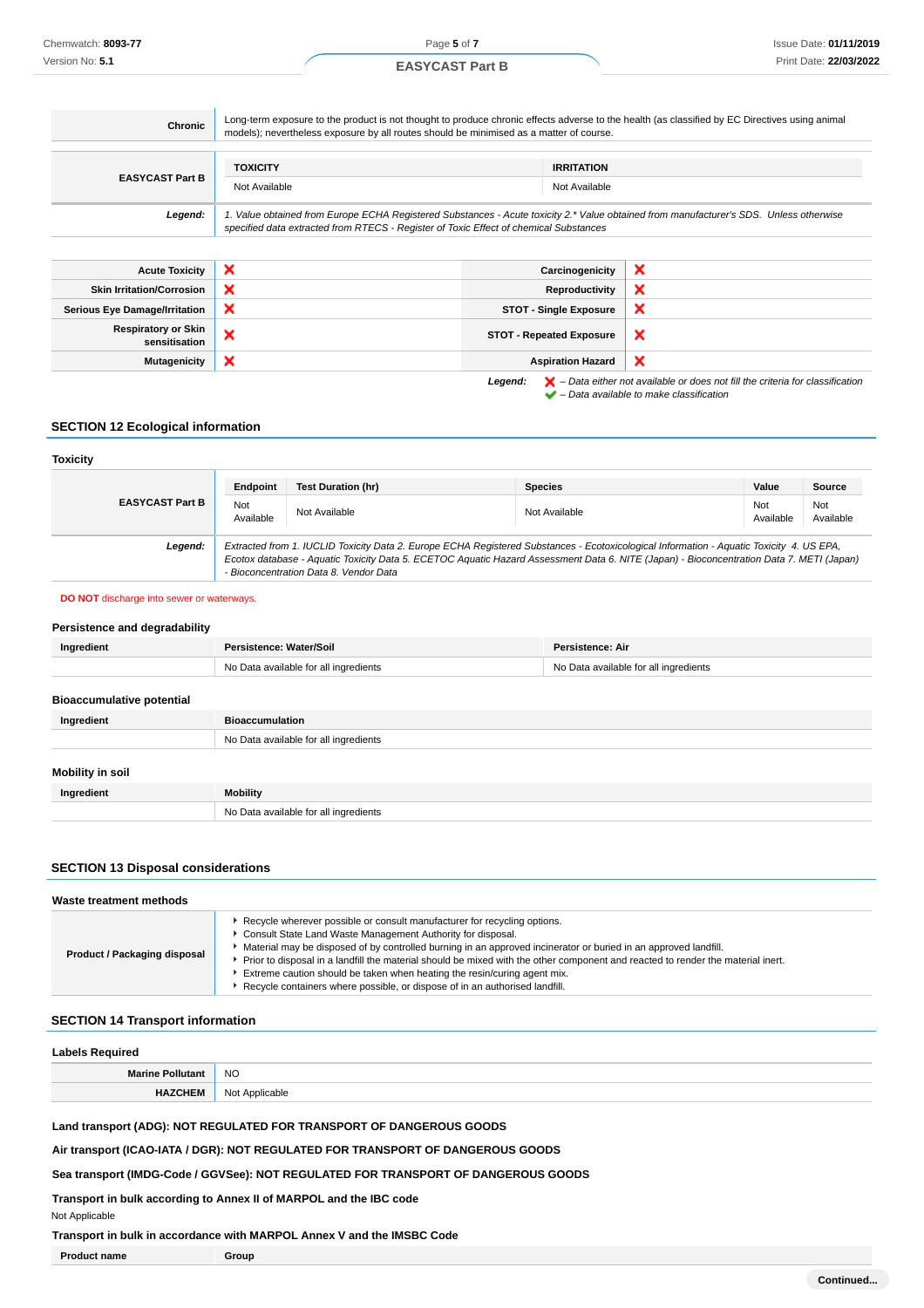| | |
|---|---|
| **Chronic** | Long-term exposure to the product is not thought to produce chronic effects adverse to the health (as classified by EC Directives using animal models); nevertheless exposure by all routes should be minimised as a matter of course. |

| | TOXICITY | IRRITATION |
|---|---|---|
| **EASYCAST Part B** | Not Available | Not Available |
| ***Legend:*** | *1. Value obtained from Europe ECHA Registered Substances - Acute toxicity 2.\* Value obtained from manufacturer's SDS. Unless otherwise specified data extracted from RTECS - Register of Toxic Effect of chemical Substances* | |

| | | | |
|---|---|---|---|
| **Acute Toxicity** | ❌ | **Carcinogenicity** | ❌ |
| **Skin Irritation/Corrosion** | ❌ | **Reproductivity** | ❌ |
| **Serious Eye Damage/Irritation** | ❌ | **STOT - Single Exposure** | ❌ |
| **Respiratory or Skin sensitisation** | ❌ | **STOT - Repeated Exposure** | ❌ |
| **Mutagenicity** | ❌ | **Aspiration Hazard** | ❌ |

***Legend:*** ❌ *– Data either not available or does not fill the criteria for classification*
✔ *– Data available to make classification*

## SECTION 12 Ecological information

### Toxicity

| | Endpoint | Test Duration (hr) | Species | Value | Source |
|---|---|---|---|---|---|
| **EASYCAST Part B** | Not Available | Not Available | Not Available | Not Available | Not Available |
| ***Legend:*** | *Extracted from 1. IUCLID Toxicity Data 2. Europe ECHA Registered Substances - Ecotoxicological Information - Aquatic Toxicity 4. US EPA, Ecotox database - Aquatic Toxicity Data 5. ECETOC Aquatic Hazard Assessment Data 6. NITE (Japan) - Bioconcentration Data 7. METI (Japan) - Bioconcentration Data 8. Vendor Data* | | | | |

**DO NOT** discharge into sewer or waterways.

### Persistence and degradability

| Ingredient | Persistence: Water/Soil | Persistence: Air |
|---|---|---|
| | No Data available for all ingredients | No Data available for all ingredients |

### Bioaccumulative potential

| Ingredient | Bioaccumulation |
|---|---|
| | No Data available for all ingredients |

### Mobility in soil

| Ingredient | Mobility |
|---|---|
| | No Data available for all ingredients |

## SECTION 13 Disposal considerations

### Waste treatment methods

| | |
|---|---|
| **Product / Packaging disposal** | ▸ Recycle wherever possible or consult manufacturer for recycling options.<br>▸ Consult State Land Waste Management Authority for disposal.<br>▸ Material may be disposed of by controlled burning in an approved incinerator or buried in an approved landfill.<br>▸ Prior to disposal in a landfill the material should be mixed with the other component and reacted to render the material inert.<br>▸ Extreme caution should be taken when heating the resin/curing agent mix.<br>▸ Recycle containers where possible, or dispose of in an authorised landfill. |

## SECTION 14 Transport information

### Labels Required

| | |
|---|---|
| **Marine Pollutant** | NO |
| **HAZCHEM** | Not Applicable |

**Land transport (ADG): NOT REGULATED FOR TRANSPORT OF DANGEROUS GOODS**

**Air transport (ICAO-IATA / DGR): NOT REGULATED FOR TRANSPORT OF DANGEROUS GOODS**

**Sea transport (IMDG-Code / GGVSee): NOT REGULATED FOR TRANSPORT OF DANGEROUS GOODS**

**Transport in bulk according to Annex II of MARPOL and the IBC code**

Not Applicable

**Transport in bulk in accordance with MARPOL Annex V and the IMSBC Code**

| Product name | Group |
|---|---|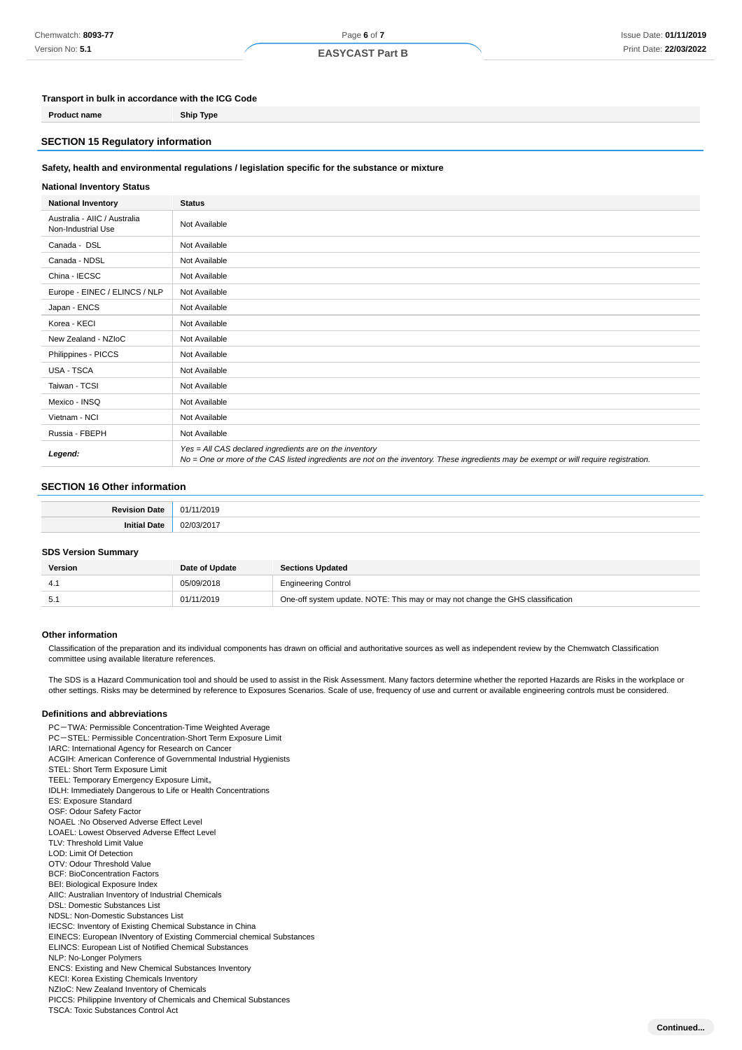### Transport in bulk in accordance with the ICG Code

| Product name | Ship Type |
| --- | --- |

## SECTION 15 Regulatory information

### Safety, health and environmental regulations / legislation specific for the substance or mixture

### National Inventory Status

| National Inventory | Status |
| --- | --- |
| Australia - AIIC / Australia Non-Industrial Use | Not Available |
| Canada - DSL | Not Available |
| Canada - NDSL | Not Available |
| China - IECSC | Not Available |
| Europe - EINEC / ELINCS / NLP | Not Available |
| Japan - ENCS | Not Available |
| Korea - KECI | Not Available |
| New Zealand - NZIoC | Not Available |
| Philippines - PICCS | Not Available |
| USA - TSCA | Not Available |
| Taiwan - TCSI | Not Available |
| Mexico - INSQ | Not Available |
| Vietnam - NCI | Not Available |
| Russia - FBEPH | Not Available |
| ***Legend:*** | *Yes = All CAS declared ingredients are on the inventory*<br>*No = One or more of the CAS listed ingredients are not on the inventory. These ingredients may be exempt or will require registration.* |

## SECTION 16 Other information

| | |
| --- | --- |
| **Revision Date** | 01/11/2019 |
| **Initial Date** | 02/03/2017 |

### SDS Version Summary

| Version | Date of Update | Sections Updated |
| --- | --- | --- |
| 4.1 | 05/09/2018 | Engineering Control |
| 5.1 | 01/11/2019 | One-off system update. NOTE: This may or may not change the GHS classification |

### Other information

Classification of the preparation and its individual components has drawn on official and authoritative sources as well as independent review by the Chemwatch Classification committee using available literature references.

The SDS is a Hazard Communication tool and should be used to assist in the Risk Assessment. Many factors determine whether the reported Hazards are Risks in the workplace or other settings. Risks may be determined by reference to Exposures Scenarios. Scale of use, frequency of use and current or available engineering controls must be considered.

### Definitions and abbreviations

PC－TWA: Permissible Concentration-Time Weighted Average
PC－STEL: Permissible Concentration-Short Term Exposure Limit
IARC: International Agency for Research on Cancer
ACGIH: American Conference of Governmental Industrial Hygienists
STEL: Short Term Exposure Limit
TEEL: Temporary Emergency Exposure Limit。
IDLH: Immediately Dangerous to Life or Health Concentrations
ES: Exposure Standard
OSF: Odour Safety Factor
NOAEL :No Observed Adverse Effect Level
LOAEL: Lowest Observed Adverse Effect Level
TLV: Threshold Limit Value
LOD: Limit Of Detection
OTV: Odour Threshold Value
BCF: BioConcentration Factors
BEI: Biological Exposure Index
AIIC: Australian Inventory of Industrial Chemicals
DSL: Domestic Substances List
NDSL: Non-Domestic Substances List
IECSC: Inventory of Existing Chemical Substance in China
EINECS: European INventory of Existing Commercial chemical Substances
ELINCS: European List of Notified Chemical Substances
NLP: No-Longer Polymers
ENCS: Existing and New Chemical Substances Inventory
KECI: Korea Existing Chemicals Inventory
NZIoC: New Zealand Inventory of Chemicals
PICCS: Philippine Inventory of Chemicals and Chemical Substances
TSCA: Toxic Substances Control Act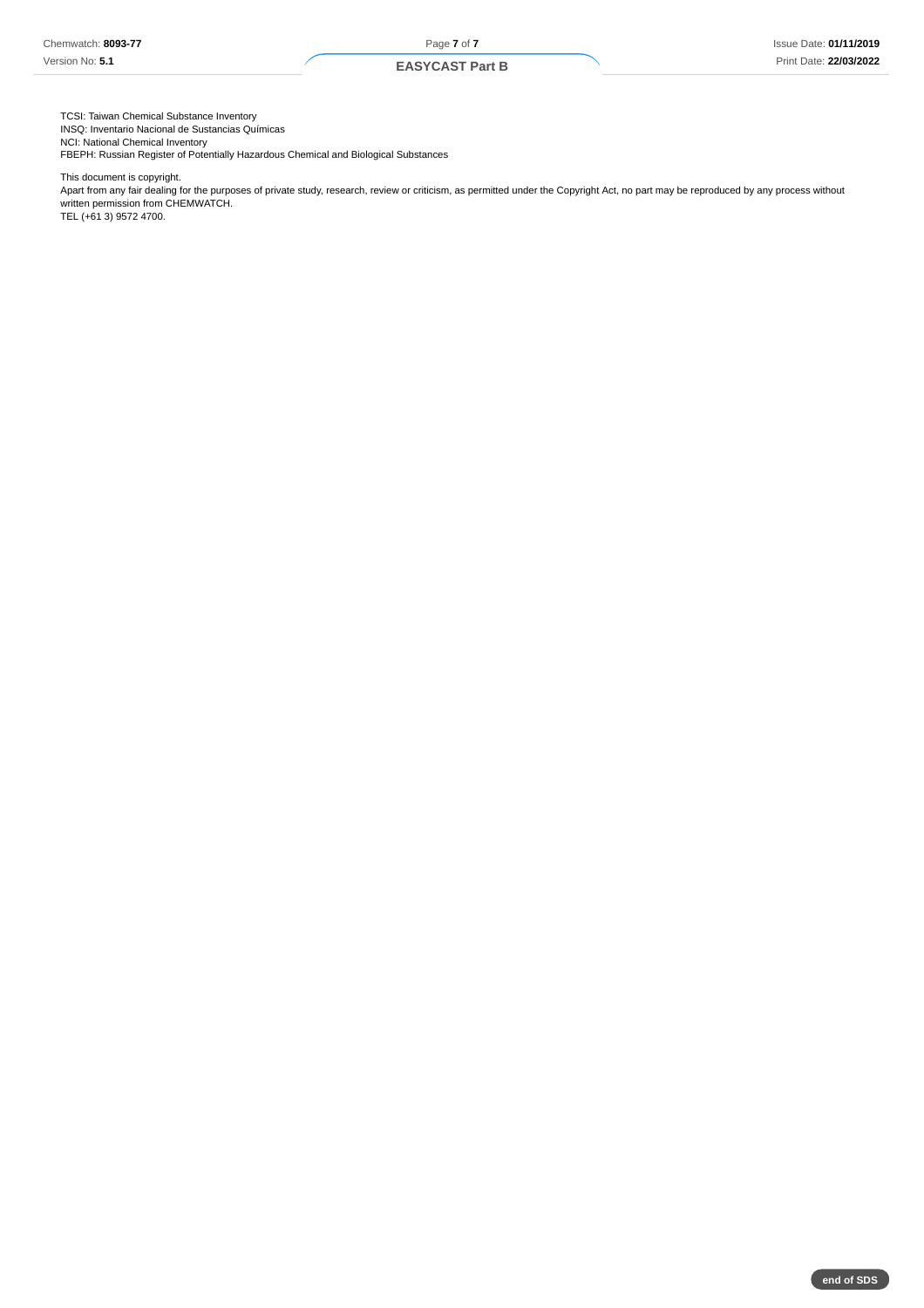TCSI: Taiwan Chemical Substance Inventory
INSQ: Inventario Nacional de Sustancias Químicas
NCI: National Chemical Inventory
FBEPH: Russian Register of Potentially Hazardous Chemical and Biological Substances

This document is copyright.
Apart from any fair dealing for the purposes of private study, research, review or criticism, as permitted under the Copyright Act, no part may be reproduced by any process without written permission from CHEMWATCH.
TEL (+61 3) 9572 4700.

**end of SDS**